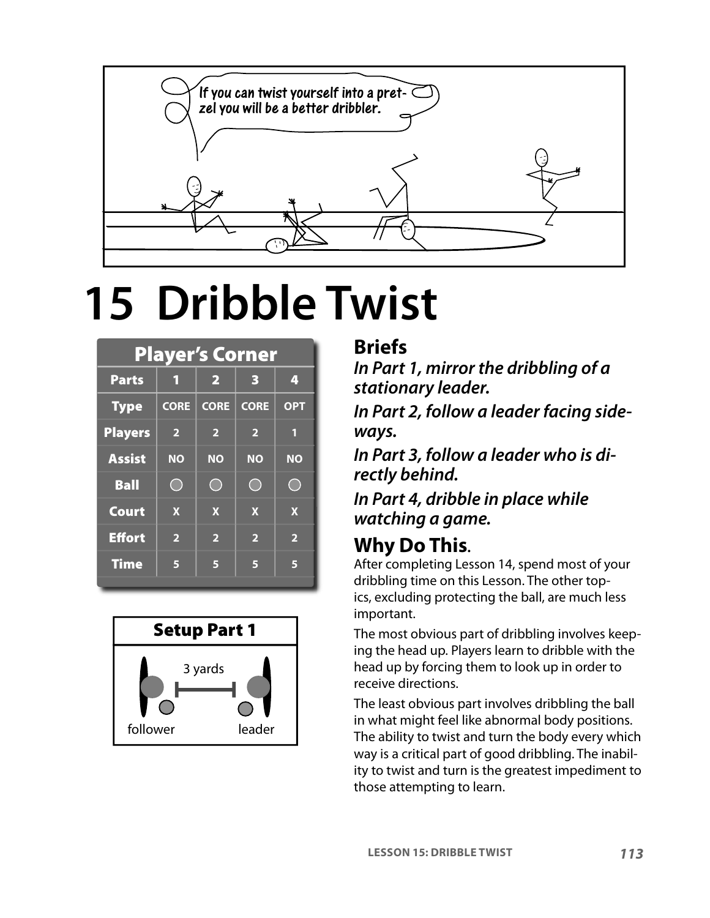# 15 Dribble Twist

| Player's Corner | | | | |
|---|---|---|---|---|
| Parts | 1 | 2 | 3 | 4 |
| Type | CORE | CORE | CORE | OPT |
| Players | 2 | 2 | 2 | 1 |
| Assist | NO | NO | NO | NO |
| Ball | ○ | ○ | ○ | ○ |
| Court | X | X | X | X |
| Effort | 2 | 2 | 2 | 2 |
| Time | 5 | 5 | 5 | 5 |

**Setup Part 1**

3 yards

follower leader

## Briefs

***In Part 1, mirror the dribbling of a stationary leader.***

***In Part 2, follow a leader facing sideways.***

***In Part 3, follow a leader who is directly behind.***

***In Part 4, dribble in place while watching a game.***

## Why Do This.

After completing Lesson 14, spend most of your dribbling time on this Lesson. The other topics, excluding protecting the ball, are much less important.

The most obvious part of dribbling involves keeping the head up. Players learn to dribble with the head up by forcing them to look up in order to receive directions.

The least obvious part involves dribbling the ball in what might feel like abnormal body positions. The ability to twist and turn the body every which way is a critical part of good dribbling. The inability to twist and turn is the greatest impediment to those attempting to learn.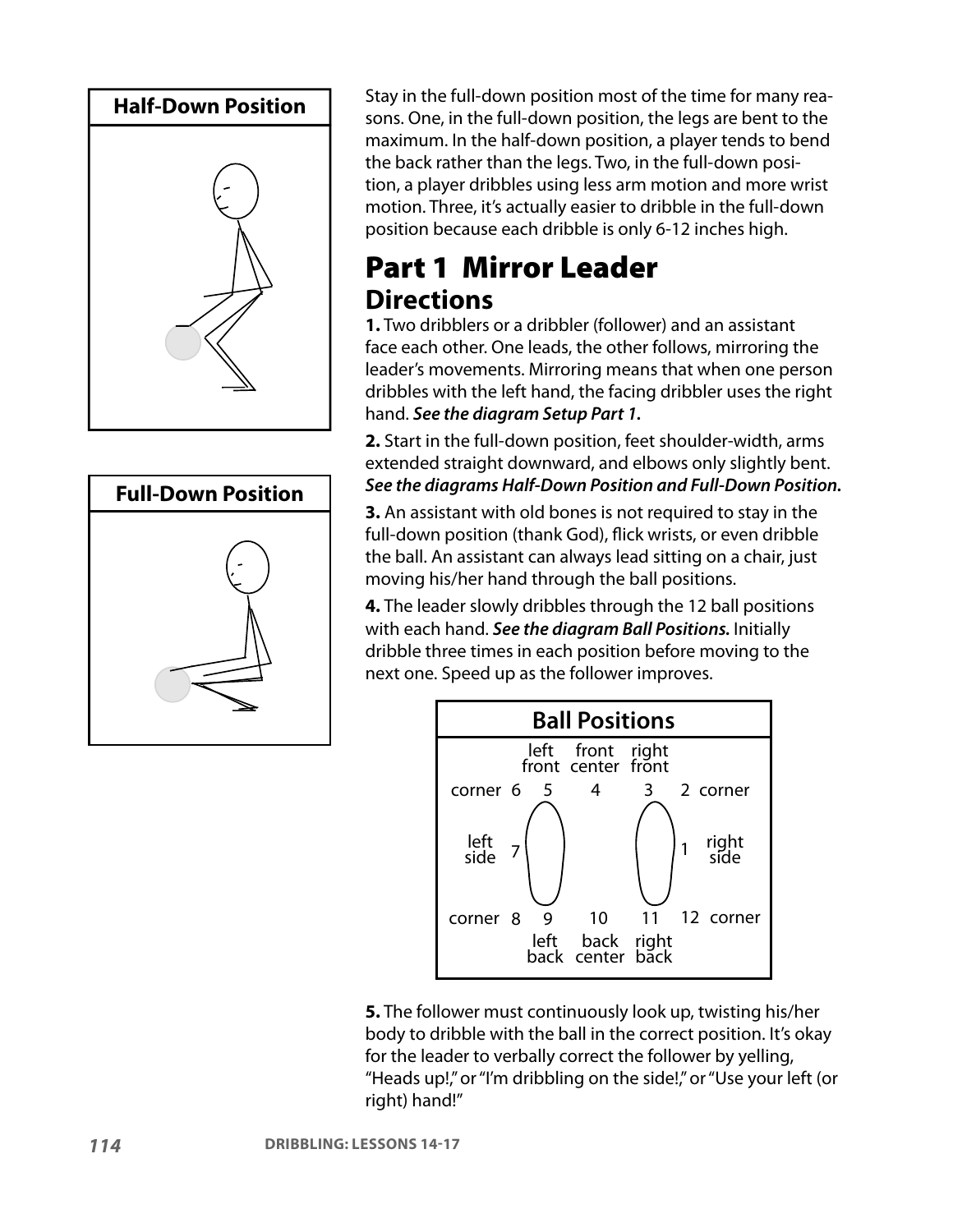**Half-Down Position**

**Full-Down Position**

Stay in the full-down position most of the time for many reasons. One, in the full-down position, the legs are bent to the maximum. In the half-down position, a player tends to bend the back rather than the legs. Two, in the full-down position, a player dribbles using less arm motion and more wrist motion. Three, it's actually easier to dribble in the full-down position because each dribble is only 6-12 inches high.

# Part 1 Mirror Leader

## Directions

**1.** Two dribblers or a dribbler (follower) and an assistant face each other. One leads, the other follows, mirroring the leader's movements. Mirroring means that when one person dribbles with the left hand, the facing dribbler uses the right hand. ***See the diagram Setup Part 1.***

**2.** Start in the full-down position, feet shoulder-width, arms extended straight downward, and elbows only slightly bent. ***See the diagrams Half-Down Position and Full-Down Position.***

**3.** An assistant with old bones is not required to stay in the full-down position (thank God), flick wrists, or even dribble the ball. An assistant can always lead sitting on a chair, just moving his/her hand through the ball positions.

**4.** The leader slowly dribbles through the 12 ball positions with each hand. ***See the diagram Ball Positions.*** Initially dribble three times in each position before moving to the next one. Speed up as the follower improves.

**Ball Positions**

| | | left front | front center | right front | | |
|---|---|---|---|---|---|---|
| corner | 6 | 5 | 4 | 3 | 2 | corner |
| left side | 7 | | | | 1 | right side |
| corner | 8 | 9 | 10 | 11 | 12 | corner |
| | | left back | back center | right back | | |

**5.** The follower must continuously look up, twisting his/her body to dribble with the ball in the correct position. It's okay for the leader to verbally correct the follower by yelling, "Heads up!," or "I'm dribbling on the side!," or "Use your left (or right) hand!"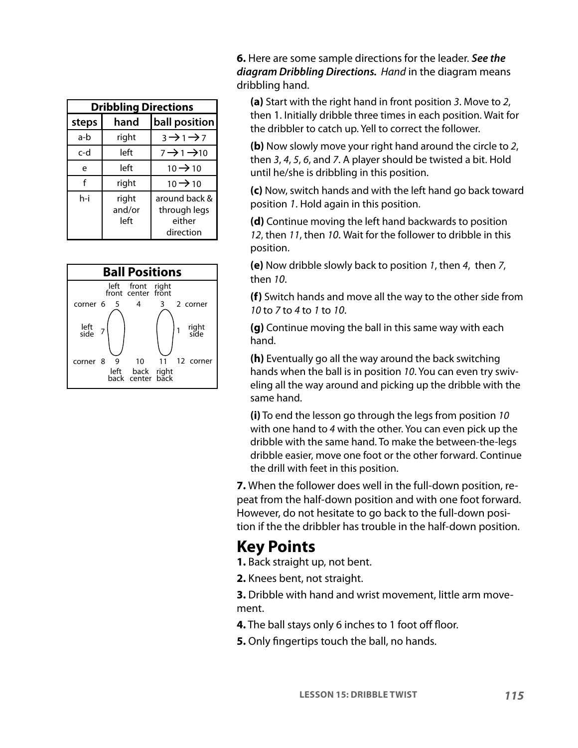| Dribbling Directions | | |
|---|---|---|
| steps | hand | ball position |
| a-b | right | 3 → 1 → 7 |
| c-d | left | 7 → 1 → 10 |
| e | left | 10 → 10 |
| f | right | 10 → 10 |
| h-i | right and/or left | around back & through legs either direction |

| Ball Positions | | | | | | |
|---|---|---|---|---|---|---|
| | | left front | front center | right front | | |
| corner | 6 | 5 | 4 | 3 | 2 | corner |
| left side | 7 | | | | 1 | right side |
| corner | 8 | 9 | 10 | 11 | 12 | corner |
| | | left back | back center | right back | | |

**6.** Here are some sample directions for the leader. ***See the diagram Dribbling Directions.*** *Hand* in the diagram means dribbling hand.

**(a)** Start with the right hand in front position *3*. Move to *2*, then 1. Initially dribble three times in each position. Wait for the dribbler to catch up. Yell to correct the follower.

**(b)** Now slowly move your right hand around the circle to *2*, then *3*, *4*, *5*, *6*, and *7*. A player should be twisted a bit. Hold until he/she is dribbling in this position.

**(c)** Now, switch hands and with the left hand go back toward position *1*. Hold again in this position.

**(d)** Continue moving the left hand backwards to position *12*, then *11*, then *10*. Wait for the follower to dribble in this position.

**(e)** Now dribble slowly back to position *1*, then *4*, then *7*, then *10*.

**(f)** Switch hands and move all the way to the other side from *10* to *7* to *4* to *1* to *10*.

**(g)** Continue moving the ball in this same way with each hand.

**(h)** Eventually go all the way around the back switching hands when the ball is in position *10*. You can even try swiveling all the way around and picking up the dribble with the same hand.

**(i)** To end the lesson go through the legs from position *10* with one hand to *4* with the other. You can even pick up the dribble with the same hand. To make the between-the-legs dribble easier, move one foot or the other forward. Continue the drill with feet in this position.

**7.** When the follower does well in the full-down position, repeat from the half-down position and with one foot forward. However, do not hesitate to go back to the full-down position if the the dribbler has trouble in the half-down position.

# Key Points

**1.** Back straight up, not bent.

**2.** Knees bent, not straight.

**3.** Dribble with hand and wrist movement, little arm movement.

**4.** The ball stays only 6 inches to 1 foot off floor.

**5.** Only fingertips touch the ball, no hands.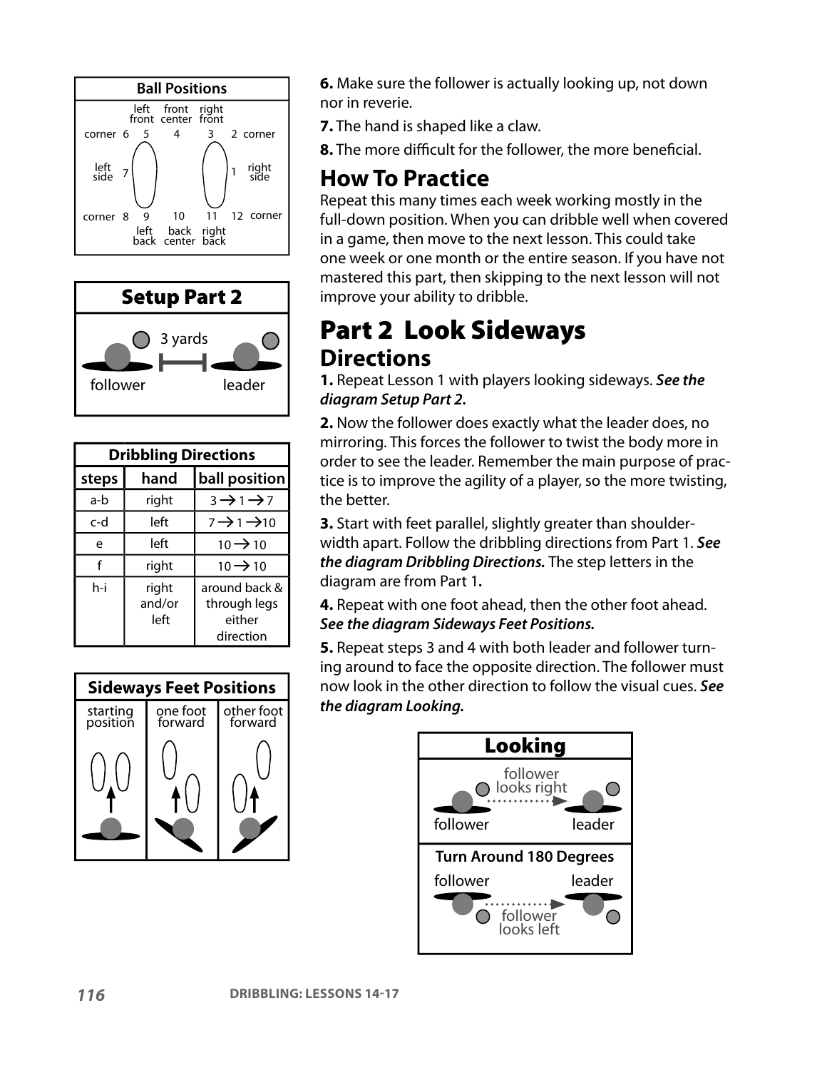**Ball Positions**

| | left front | front center | right front | |
|---|---|---|---|---|
| corner 6 | 5 | 4 | 3 | 2 corner |
| left side 7 | | | | 1 right side |
| corner 8 | 9 left back | 10 back center | 11 right back | 12 corner |

**Setup Part 2**

follower — 3 yards — leader

| Dribbling Directions | | |
|---|---|---|
| **steps** | **hand** | **ball position** |
| a-b | right | 3 → 1 → 7 |
| c-d | left | 7 → 1 → 10 |
| e | left | 10 → 10 |
| f | right | 10 → 10 |
| h-i | right and/or left | around back & through legs either direction |

**Sideways Feet Positions**

| starting position | one foot forward | other foot forward |
|---|---|---|

**6.** Make sure the follower is actually looking up, not down nor in reverie.

**7.** The hand is shaped like a claw.

**8.** The more difficult for the follower, the more beneficial.

## How To Practice

Repeat this many times each week working mostly in the full-down position. When you can dribble well when covered in a game, then move to the next lesson. This could take one week or one month or the entire season. If you have not mastered this part, then skipping to the next lesson will not improve your ability to dribble.

# Part 2 Look Sideways

## Directions

**1.** Repeat Lesson 1 with players looking sideways. ***See the diagram Setup Part 2.***

**2.** Now the follower does exactly what the leader does, no mirroring. This forces the follower to twist the body more in order to see the leader. Remember the main purpose of practice is to improve the agility of a player, so the more twisting, the better.

**3.** Start with feet parallel, slightly greater than shoulder-width apart. Follow the dribbling directions from Part 1. ***See the diagram Dribbling Directions.*** The step letters in the diagram are from Part 1**.**

**4.** Repeat with one foot ahead, then the other foot ahead. ***See the diagram Sideways Feet Positions.***

**5.** Repeat steps 3 and 4 with both leader and follower turning around to face the opposite direction. The follower must now look in the other direction to follow the visual cues. ***See the diagram Looking.***

**Looking**

follower looks right

follower — leader

**Turn Around 180 Degrees**

follower — leader

follower looks left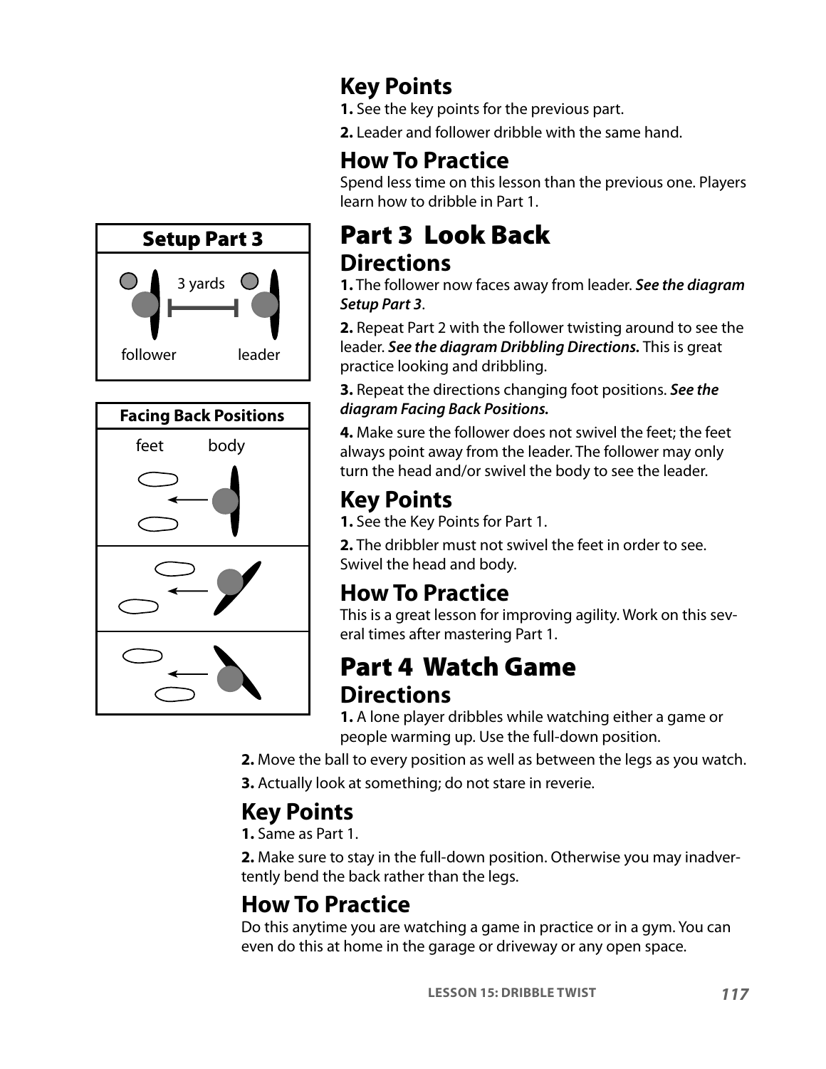## Key Points

**1.** See the key points for the previous part.

**2.** Leader and follower dribble with the same hand.

## How To Practice

Spend less time on this lesson than the previous one. Players learn how to dribble in Part 1.

**Setup Part 3**

3 yards

follower

leader

**Facing Back Positions**

feet

body

# Part 3 Look Back

## Directions

**1.** The follower now faces away from leader. ***See the diagram Setup Part 3***.

**2.** Repeat Part 2 with the follower twisting around to see the leader. ***See the diagram Dribbling Directions.*** This is great practice looking and dribbling.

**3.** Repeat the directions changing foot positions. ***See the diagram Facing Back Positions.***

**4.** Make sure the follower does not swivel the feet; the feet always point away from the leader. The follower may only turn the head and/or swivel the body to see the leader.

## Key Points

**1.** See the Key Points for Part 1.

**2.** The dribbler must not swivel the feet in order to see. Swivel the head and body.

## How To Practice

This is a great lesson for improving agility. Work on this several times after mastering Part 1.

# Part 4 Watch Game

## Directions

**1.** A lone player dribbles while watching either a game or people warming up. Use the full-down position.

**2.** Move the ball to every position as well as between the legs as you watch.

**3.** Actually look at something; do not stare in reverie.

## Key Points

**1.** Same as Part 1.

**2.** Make sure to stay in the full-down position. Otherwise you may inadvertently bend the back rather than the legs.

## How To Practice

Do this anytime you are watching a game in practice or in a gym. You can even do this at home in the garage or driveway or any open space.